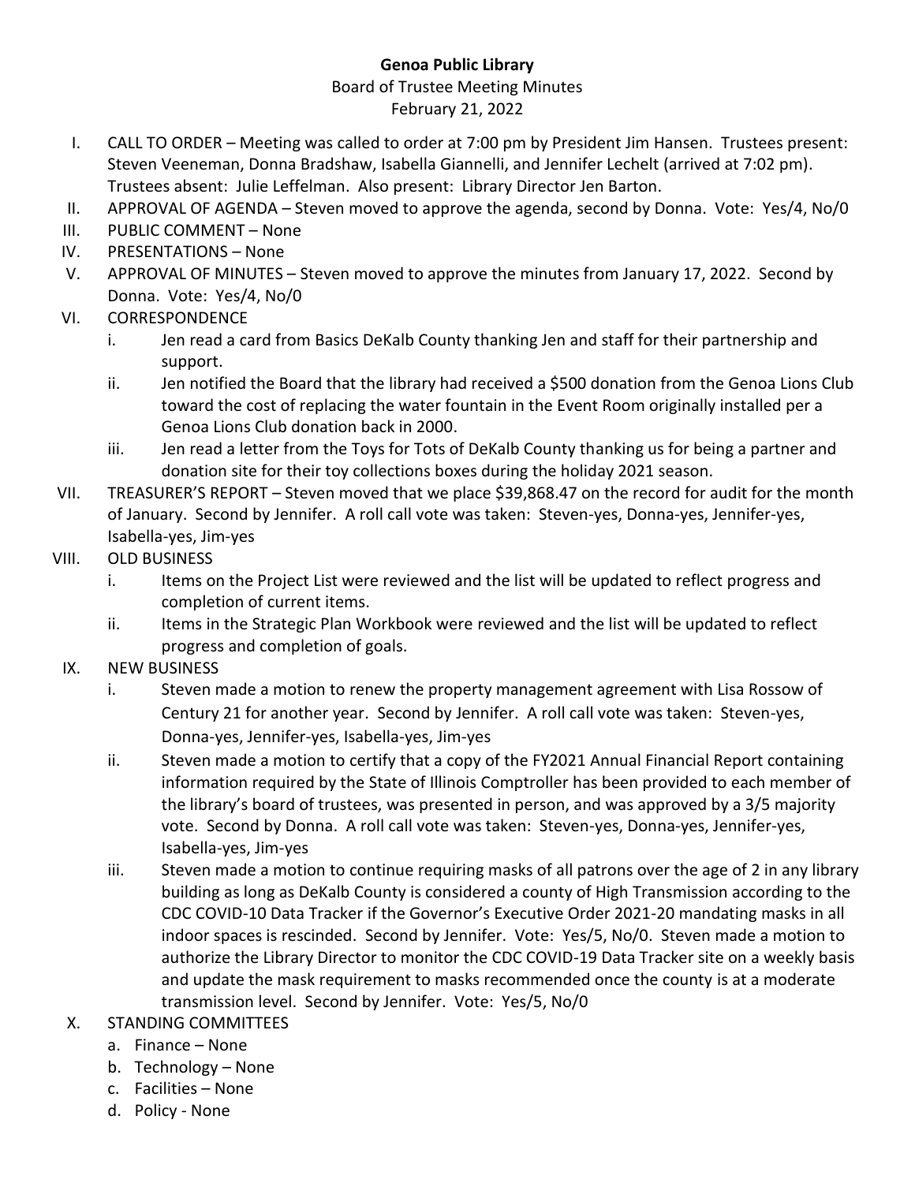**Genoa Public Library**

Board of Trustee Meeting Minutes

February 21, 2022

I. CALL TO ORDER – Meeting was called to order at 7:00 pm by President Jim Hansen. Trustees present: Steven Veeneman, Donna Bradshaw, Isabella Giannelli, and Jennifer Lechelt (arrived at 7:02 pm). Trustees absent: Julie Leffelman. Also present: Library Director Jen Barton.

II. APPROVAL OF AGENDA – Steven moved to approve the agenda, second by Donna. Vote: Yes/4, No/0

III. PUBLIC COMMENT – None

IV. PRESENTATIONS – None

V. APPROVAL OF MINUTES – Steven moved to approve the minutes from January 17, 2022. Second by Donna. Vote: Yes/4, No/0

VI. CORRESPONDENCE
   i. Jen read a card from Basics DeKalb County thanking Jen and staff for their partnership and support.
   ii. Jen notified the Board that the library had received a $500 donation from the Genoa Lions Club toward the cost of replacing the water fountain in the Event Room originally installed per a Genoa Lions Club donation back in 2000.
   iii. Jen read a letter from the Toys for Tots of DeKalb County thanking us for being a partner and donation site for their toy collections boxes during the holiday 2021 season.

VII. TREASURER'S REPORT – Steven moved that we place $39,868.47 on the record for audit for the month of January. Second by Jennifer. A roll call vote was taken: Steven-yes, Donna-yes, Jennifer-yes, Isabella-yes, Jim-yes

VIII. OLD BUSINESS
   i. Items on the Project List were reviewed and the list will be updated to reflect progress and completion of current items.
   ii. Items in the Strategic Plan Workbook were reviewed and the list will be updated to reflect progress and completion of goals.

IX. NEW BUSINESS
   i. Steven made a motion to renew the property management agreement with Lisa Rossow of Century 21 for another year. Second by Jennifer. A roll call vote was taken: Steven-yes, Donna-yes, Jennifer-yes, Isabella-yes, Jim-yes
   ii. Steven made a motion to certify that a copy of the FY2021 Annual Financial Report containing information required by the State of Illinois Comptroller has been provided to each member of the library's board of trustees, was presented in person, and was approved by a 3/5 majority vote. Second by Donna. A roll call vote was taken: Steven-yes, Donna-yes, Jennifer-yes, Isabella-yes, Jim-yes
   iii. Steven made a motion to continue requiring masks of all patrons over the age of 2 in any library building as long as DeKalb County is considered a county of High Transmission according to the CDC COVID-10 Data Tracker if the Governor's Executive Order 2021-20 mandating masks in all indoor spaces is rescinded. Second by Jennifer. Vote: Yes/5, No/0. Steven made a motion to authorize the Library Director to monitor the CDC COVID-19 Data Tracker site on a weekly basis and update the mask requirement to masks recommended once the county is at a moderate transmission level. Second by Jennifer. Vote: Yes/5, No/0

X. STANDING COMMITTEES
   a. Finance – None
   b. Technology – None
   c. Facilities – None
   d. Policy - None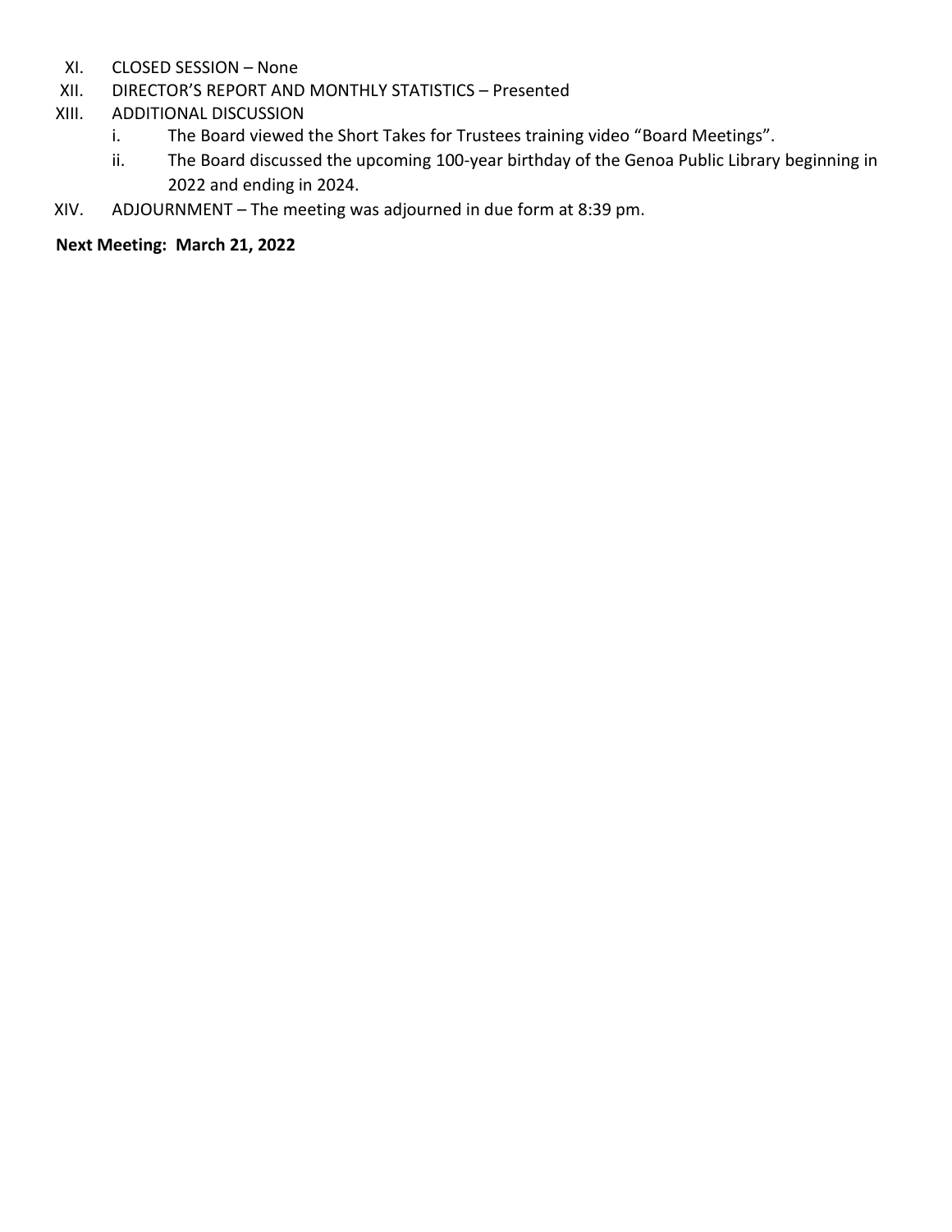XI. CLOSED SESSION – None

XII. DIRECTOR'S REPORT AND MONTHLY STATISTICS – Presented

XIII. ADDITIONAL DISCUSSION

  i. The Board viewed the Short Takes for Trustees training video "Board Meetings".

  ii. The Board discussed the upcoming 100-year birthday of the Genoa Public Library beginning in 2022 and ending in 2024.

XIV. ADJOURNMENT – The meeting was adjourned in due form at 8:39 pm.

**Next Meeting: March 21, 2022**